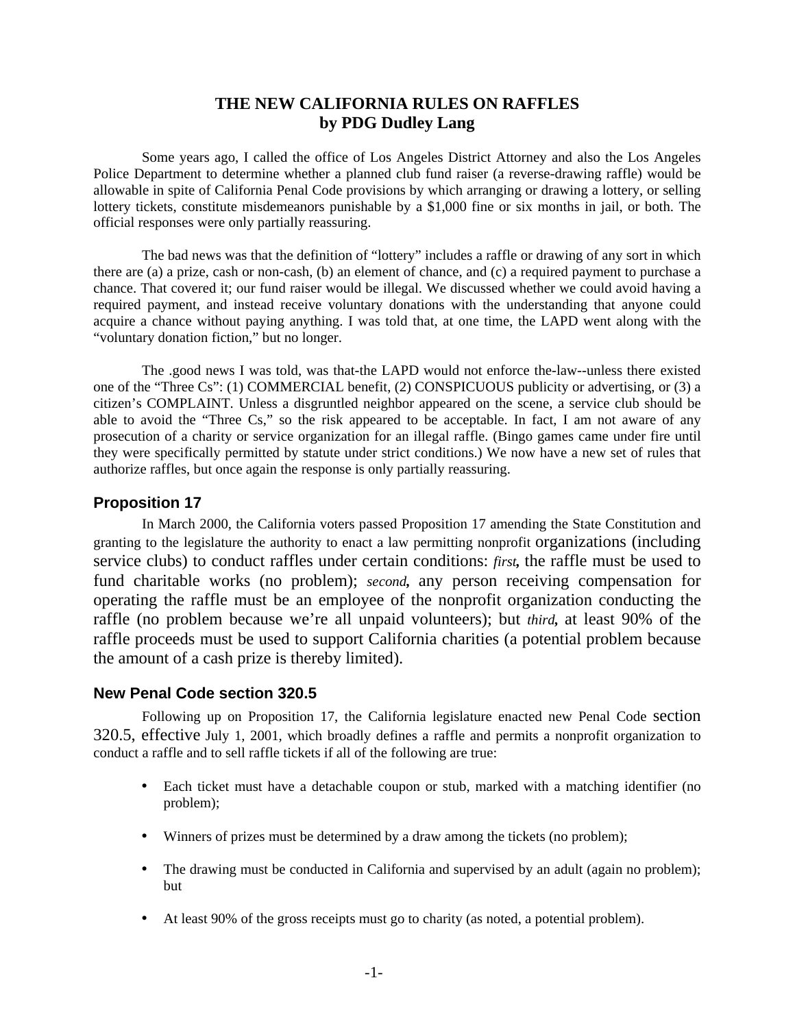# THE NEW CALIFORNIA RULES ON RAFFLES
**by PDG Dudley Lang**

Some years ago, I called the office of Los Angeles District Attorney and also the Los Angeles Police Department to determine whether a planned club fund raiser (a reverse-drawing raffle) would be allowable in spite of California Penal Code provisions by which arranging or drawing a lottery, or selling lottery tickets, constitute misdemeanors punishable by a $1,000 fine or six months in jail, or both. The official responses were only partially reassuring.

The bad news was that the definition of "lottery" includes a raffle or drawing of any sort in which there are (a) a prize, cash or non-cash, (b) an element of chance, and (c) a required payment to purchase a chance. That covered it; our fund raiser would be illegal. We discussed whether we could avoid having a required payment, and instead receive voluntary donations with the understanding that anyone could acquire a chance without paying anything. I was told that, at one time, the LAPD went along with the "voluntary donation fiction," but no longer.

The .good news I was told, was that-the LAPD would not enforce the-law--unless there existed one of the "Three Cs": (1) COMMERCIAL benefit, (2) CONSPICUOUS publicity or advertising, or (3) a citizen's COMPLAINT. Unless a disgruntled neighbor appeared on the scene, a service club should be able to avoid the "Three Cs," so the risk appeared to be acceptable. In fact, I am not aware of any prosecution of a charity or service organization for an illegal raffle. (Bingo games came under fire until they were specifically permitted by statute under strict conditions.) We now have a new set of rules that authorize raffles, but once again the response is only partially reassuring.

## Proposition 17

In March 2000, the California voters passed Proposition 17 amending the State Constitution and granting to the legislature the authority to enact a law permitting nonprofit organizations (including service clubs) to conduct raffles under certain conditions: ***first***, the raffle must be used to fund charitable works (no problem); ***second***, any person receiving compensation for operating the raffle must be an employee of the nonprofit organization conducting the raffle (no problem because we're all unpaid volunteers); but ***third***, at least 90% of the raffle proceeds must be used to support California charities (a potential problem because the amount of a cash prize is thereby limited).

## New Penal Code section 320.5

Following up on Proposition 17, the California legislature enacted new Penal Code section 320.5, effective July 1, 2001, which broadly defines a raffle and permits a nonprofit organization to conduct a raffle and to sell raffle tickets if all of the following are true:

- Each ticket must have a detachable coupon or stub, marked with a matching identifier (no problem);
- Winners of prizes must be determined by a draw among the tickets (no problem);
- The drawing must be conducted in California and supervised by an adult (again no problem); but
- At least 90% of the gross receipts must go to charity (as noted, a potential problem).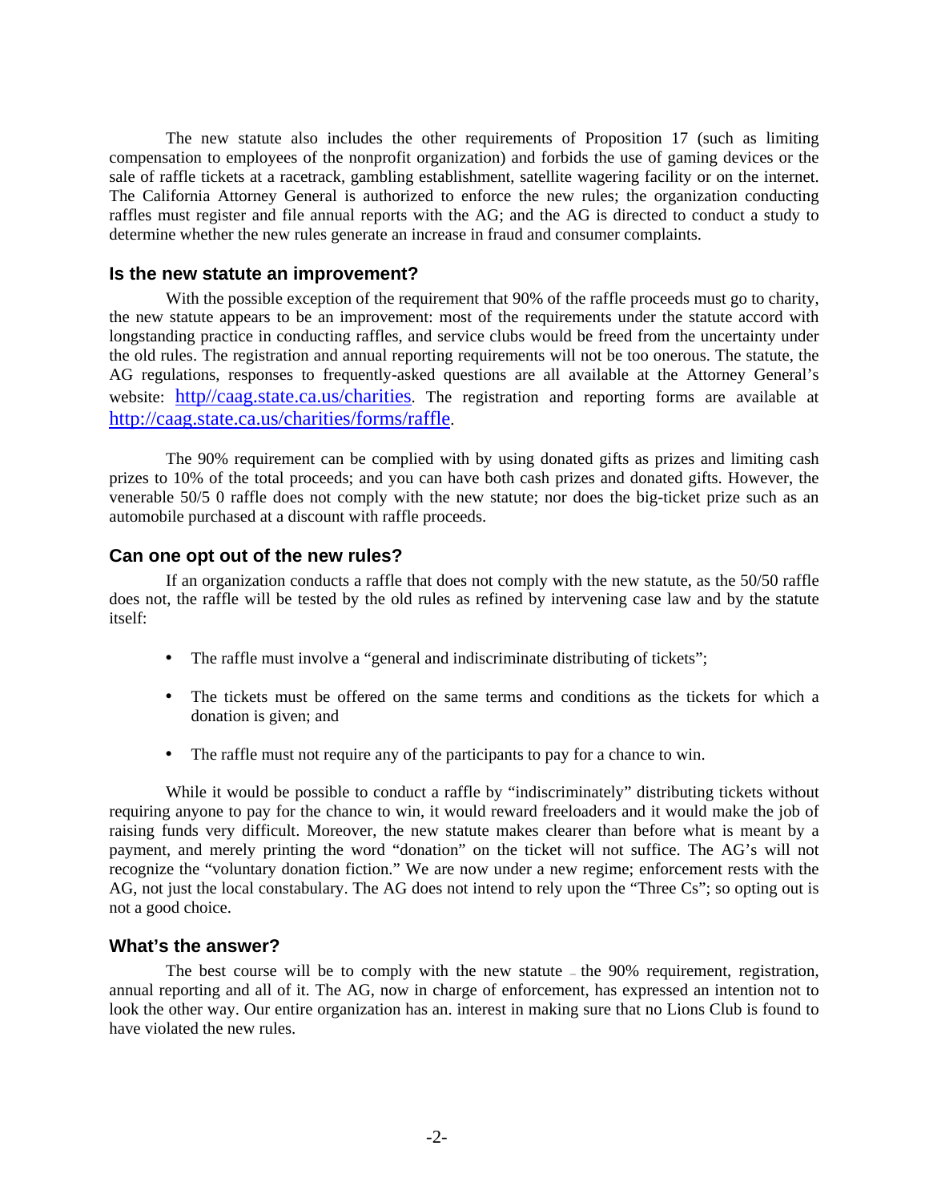The new statute also includes the other requirements of Proposition 17 (such as limiting compensation to employees of the nonprofit organization) and forbids the use of gaming devices or the sale of raffle tickets at a racetrack, gambling establishment, satellite wagering facility or on the internet. The California Attorney General is authorized to enforce the new rules; the organization conducting raffles must register and file annual reports with the AG; and the AG is directed to conduct a study to determine whether the new rules generate an increase in fraud and consumer complaints.

## Is the new statute an improvement?

With the possible exception of the requirement that 90% of the raffle proceeds must go to charity, the new statute appears to be an improvement: most of the requirements under the statute accord with longstanding practice in conducting raffles, and service clubs would be freed from the uncertainty under the old rules. The registration and annual reporting requirements will not be too onerous. The statute, the AG regulations, responses to frequently-asked questions are all available at the Attorney General's website: http//caag.state.ca.us/charities. The registration and reporting forms are available at http://caag.state.ca.us/charities/forms/raffle.

The 90% requirement can be complied with by using donated gifts as prizes and limiting cash prizes to 10% of the total proceeds; and you can have both cash prizes and donated gifts. However, the venerable 50/5 0 raffle does not comply with the new statute; nor does the big-ticket prize such as an automobile purchased at a discount with raffle proceeds.

## Can one opt out of the new rules?

If an organization conducts a raffle that does not comply with the new statute, as the 50/50 raffle does not, the raffle will be tested by the old rules as refined by intervening case law and by the statute itself:

- The raffle must involve a "general and indiscriminate distributing of tickets";
- The tickets must be offered on the same terms and conditions as the tickets for which a donation is given; and
- The raffle must not require any of the participants to pay for a chance to win.

While it would be possible to conduct a raffle by "indiscriminately" distributing tickets without requiring anyone to pay for the chance to win, it would reward freeloaders and it would make the job of raising funds very difficult. Moreover, the new statute makes clearer than before what is meant by a payment, and merely printing the word "donation" on the ticket will not suffice. The AG's will not recognize the "voluntary donation fiction." We are now under a new regime; enforcement rests with the AG, not just the local constabulary. The AG does not intend to rely upon the "Three Cs"; so opting out is not a good choice.

## What's the answer?

The best course will be to comply with the new statute – the 90% requirement, registration, annual reporting and all of it. The AG, now in charge of enforcement, has expressed an intention not to look the other way. Our entire organization has an. interest in making sure that no Lions Club is found to have violated the new rules.